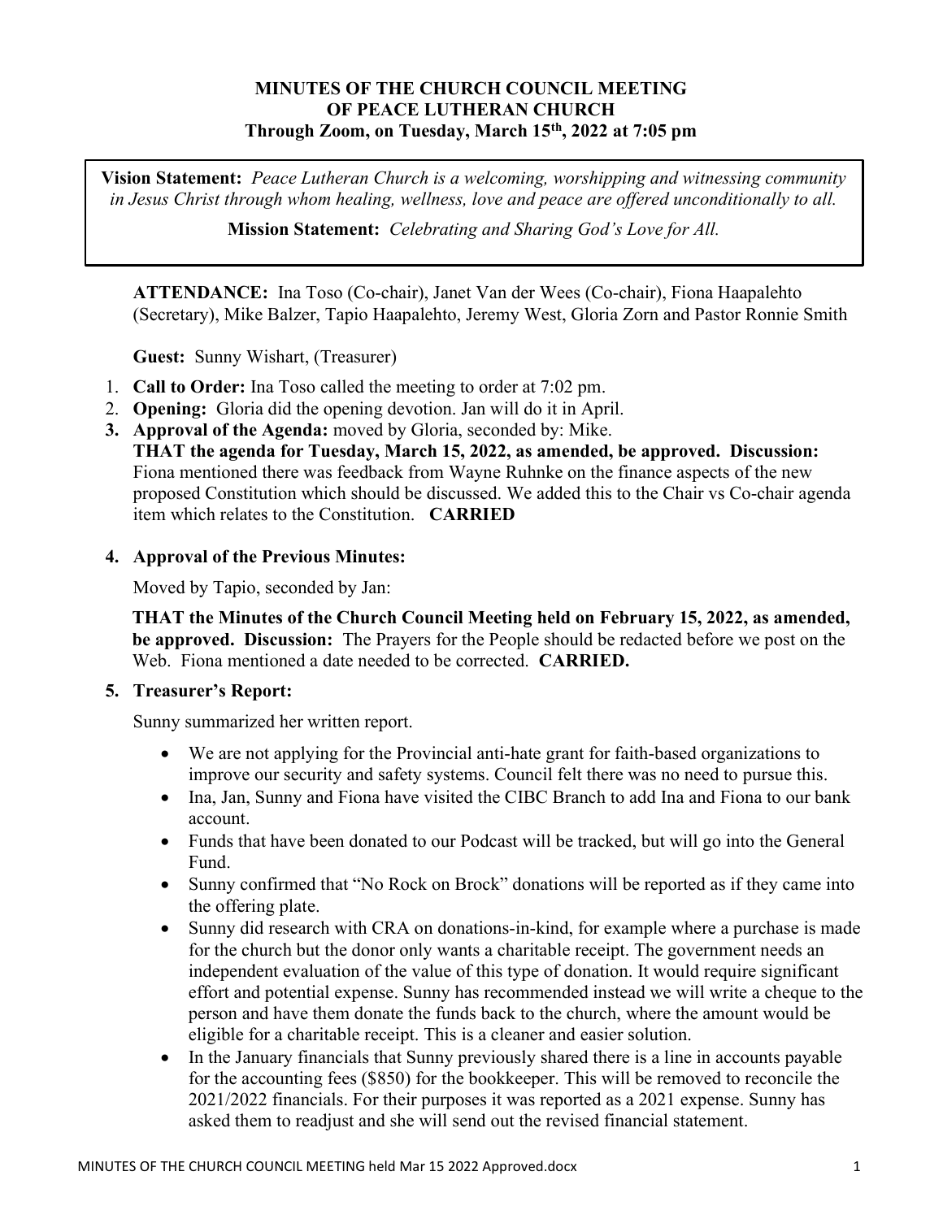# MINUTES OF THE CHURCH COUNCIL MEETING OF PEACE LUTHERAN CHURCH

## Through Zoom, on Tuesday, March 15th, 2022 at 7:05 pm

**Vision Statement:** *Peace Lutheran Church is a welcoming, worshipping and witnessing community in Jesus Christ through whom healing, wellness, love and peace are offered unconditionally to all.*

**Mission Statement:** *Celebrating and Sharing God's Love for All.*

**ATTENDANCE:** Ina Toso (Co-chair), Janet Van der Wees (Co-chair), Fiona Haapalehto (Secretary), Mike Balzer, Tapio Haapalehto, Jeremy West, Gloria Zorn and Pastor Ronnie Smith

**Guest:** Sunny Wishart, (Treasurer)

1. **Call to Order:** Ina Toso called the meeting to order at 7:02 pm.
2. **Opening:** Gloria did the opening devotion. Jan will do it in April.
3. **Approval of the Agenda:** moved by Gloria, seconded by: Mike.
   **THAT the agenda for Tuesday, March 15, 2022, as amended, be approved. Discussion:** Fiona mentioned there was feedback from Wayne Ruhnke on the finance aspects of the new proposed Constitution which should be discussed. We added this to the Chair vs Co-chair agenda item which relates to the Constitution. **CARRIED**

4. **Approval of the Previous Minutes:**

   Moved by Tapio, seconded by Jan:

   **THAT the Minutes of the Church Council Meeting held on February 15, 2022, as amended, be approved. Discussion:** The Prayers for the People should be redacted before we post on the Web. Fiona mentioned a date needed to be corrected. **CARRIED.**

5. **Treasurer's Report:**

   Sunny summarized her written report.

   - We are not applying for the Provincial anti-hate grant for faith-based organizations to improve our security and safety systems. Council felt there was no need to pursue this.
   - Ina, Jan, Sunny and Fiona have visited the CIBC Branch to add Ina and Fiona to our bank account.
   - Funds that have been donated to our Podcast will be tracked, but will go into the General Fund.
   - Sunny confirmed that "No Rock on Brock" donations will be reported as if they came into the offering plate.
   - Sunny did research with CRA on donations-in-kind, for example where a purchase is made for the church but the donor only wants a charitable receipt. The government needs an independent evaluation of the value of this type of donation. It would require significant effort and potential expense. Sunny has recommended instead we will write a cheque to the person and have them donate the funds back to the church, where the amount would be eligible for a charitable receipt. This is a cleaner and easier solution.
   - In the January financials that Sunny previously shared there is a line in accounts payable for the accounting fees ($850) for the bookkeeper. This will be removed to reconcile the 2021/2022 financials. For their purposes it was reported as a 2021 expense. Sunny has asked them to readjust and she will send out the revised financial statement.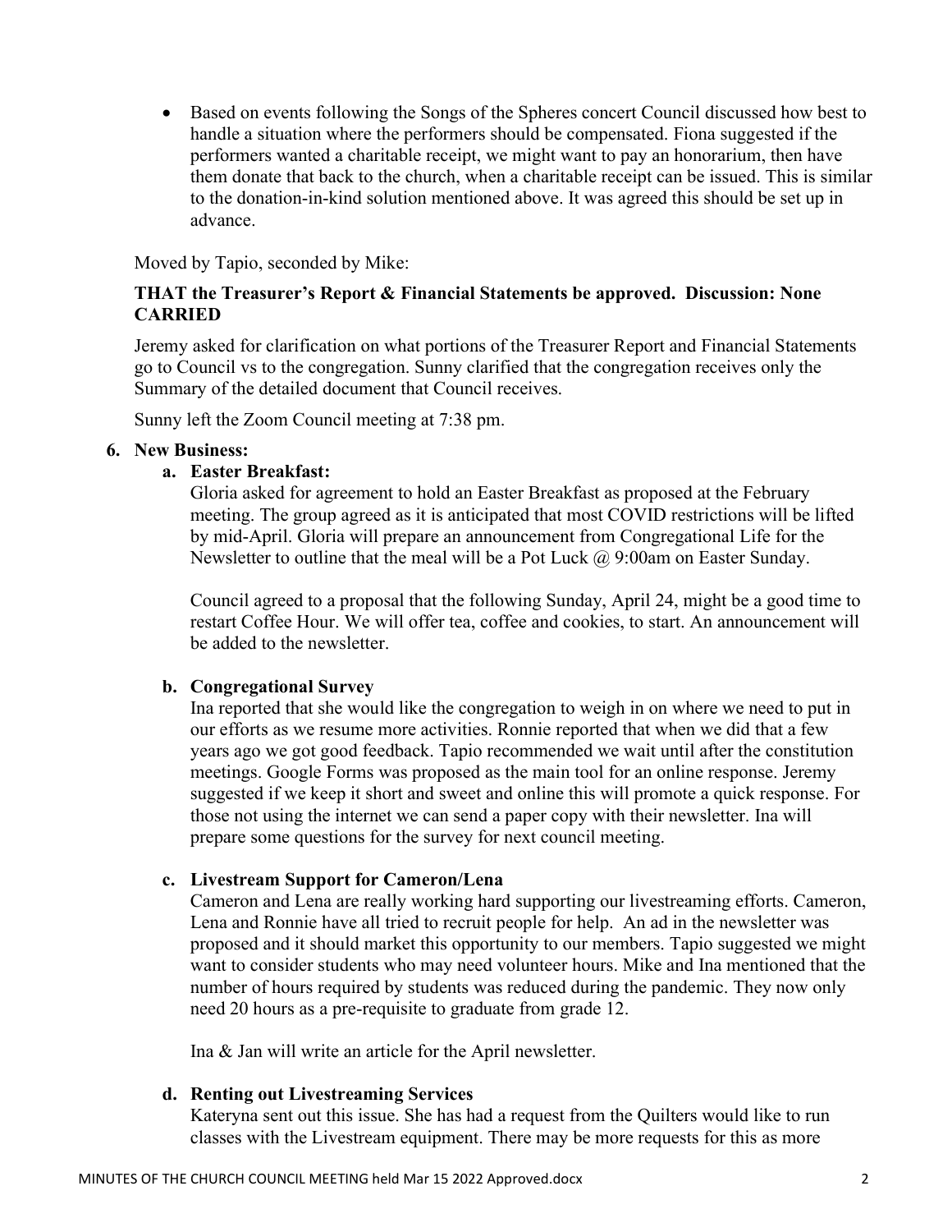- Based on events following the Songs of the Spheres concert Council discussed how best to handle a situation where the performers should be compensated. Fiona suggested if the performers wanted a charitable receipt, we might want to pay an honorarium, then have them donate that back to the church, when a charitable receipt can be issued. This is similar to the donation-in-kind solution mentioned above. It was agreed this should be set up in advance.

Moved by Tapio, seconded by Mike:

**THAT the Treasurer's Report & Financial Statements be approved. Discussion: None CARRIED**

Jeremy asked for clarification on what portions of the Treasurer Report and Financial Statements go to Council vs to the congregation. Sunny clarified that the congregation receives only the Summary of the detailed document that Council receives.

Sunny left the Zoom Council meeting at 7:38 pm.

**6. New Business:**

**a. Easter Breakfast:**

Gloria asked for agreement to hold an Easter Breakfast as proposed at the February meeting. The group agreed as it is anticipated that most COVID restrictions will be lifted by mid-April. Gloria will prepare an announcement from Congregational Life for the Newsletter to outline that the meal will be a Pot Luck @ 9:00am on Easter Sunday.

Council agreed to a proposal that the following Sunday, April 24, might be a good time to restart Coffee Hour. We will offer tea, coffee and cookies, to start. An announcement will be added to the newsletter.

**b. Congregational Survey**

Ina reported that she would like the congregation to weigh in on where we need to put in our efforts as we resume more activities. Ronnie reported that when we did that a few years ago we got good feedback. Tapio recommended we wait until after the constitution meetings. Google Forms was proposed as the main tool for an online response. Jeremy suggested if we keep it short and sweet and online this will promote a quick response. For those not using the internet we can send a paper copy with their newsletter. Ina will prepare some questions for the survey for next council meeting.

**c. Livestream Support for Cameron/Lena**

Cameron and Lena are really working hard supporting our livestreaming efforts. Cameron, Lena and Ronnie have all tried to recruit people for help. An ad in the newsletter was proposed and it should market this opportunity to our members. Tapio suggested we might want to consider students who may need volunteer hours. Mike and Ina mentioned that the number of hours required by students was reduced during the pandemic. They now only need 20 hours as a pre-requisite to graduate from grade 12.

Ina & Jan will write an article for the April newsletter.

**d. Renting out Livestreaming Services**

Kateryna sent out this issue. She has had a request from the Quilters would like to run classes with the Livestream equipment. There may be more requests for this as more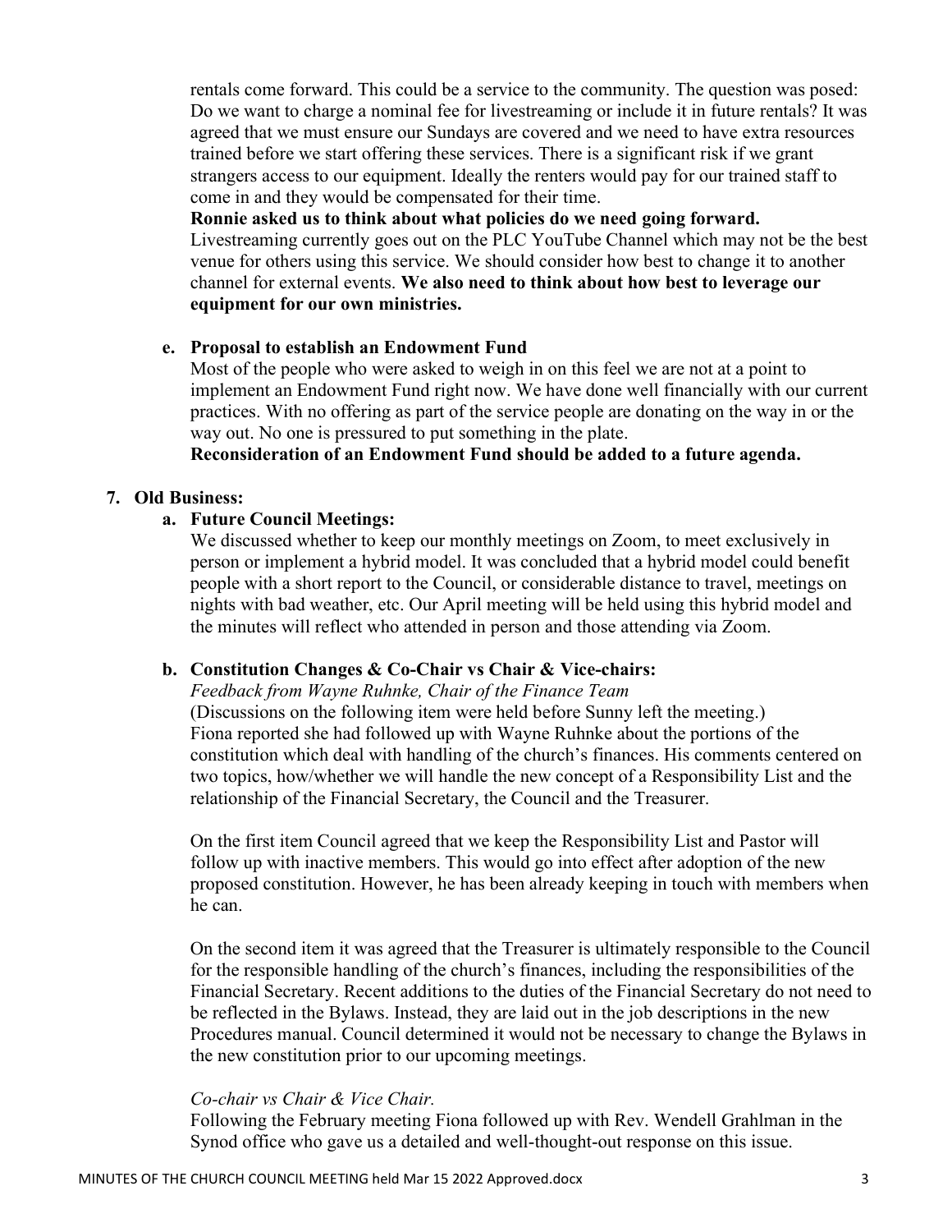rentals come forward. This could be a service to the community. The question was posed: Do we want to charge a nominal fee for livestreaming or include it in future rentals? It was agreed that we must ensure our Sundays are covered and we need to have extra resources trained before we start offering these services. There is a significant risk if we grant strangers access to our equipment. Ideally the renters would pay for our trained staff to come in and they would be compensated for their time.

**Ronnie asked us to think about what policies do we need going forward.** Livestreaming currently goes out on the PLC YouTube Channel which may not be the best venue for others using this service. We should consider how best to change it to another channel for external events. **We also need to think about how best to leverage our equipment for our own ministries.**

**e. Proposal to establish an Endowment Fund**

Most of the people who were asked to weigh in on this feel we are not at a point to implement an Endowment Fund right now. We have done well financially with our current practices. With no offering as part of the service people are donating on the way in or the way out. No one is pressured to put something in the plate.

**Reconsideration of an Endowment Fund should be added to a future agenda.**

**7. Old Business:**

**a. Future Council Meetings:**

We discussed whether to keep our monthly meetings on Zoom, to meet exclusively in person or implement a hybrid model. It was concluded that a hybrid model could benefit people with a short report to the Council, or considerable distance to travel, meetings on nights with bad weather, etc. Our April meeting will be held using this hybrid model and the minutes will reflect who attended in person and those attending via Zoom.

**b. Constitution Changes & Co-Chair vs Chair & Vice-chairs:**

*Feedback from Wayne Ruhnke, Chair of the Finance Team*

(Discussions on the following item were held before Sunny left the meeting.)

Fiona reported she had followed up with Wayne Ruhnke about the portions of the constitution which deal with handling of the church's finances. His comments centered on two topics, how/whether we will handle the new concept of a Responsibility List and the relationship of the Financial Secretary, the Council and the Treasurer.

On the first item Council agreed that we keep the Responsibility List and Pastor will follow up with inactive members. This would go into effect after adoption of the new proposed constitution. However, he has been already keeping in touch with members when he can.

On the second item it was agreed that the Treasurer is ultimately responsible to the Council for the responsible handling of the church's finances, including the responsibilities of the Financial Secretary. Recent additions to the duties of the Financial Secretary do not need to be reflected in the Bylaws. Instead, they are laid out in the job descriptions in the new Procedures manual. Council determined it would not be necessary to change the Bylaws in the new constitution prior to our upcoming meetings.

*Co-chair vs Chair & Vice Chair.*

Following the February meeting Fiona followed up with Rev. Wendell Grahlman in the Synod office who gave us a detailed and well-thought-out response on this issue.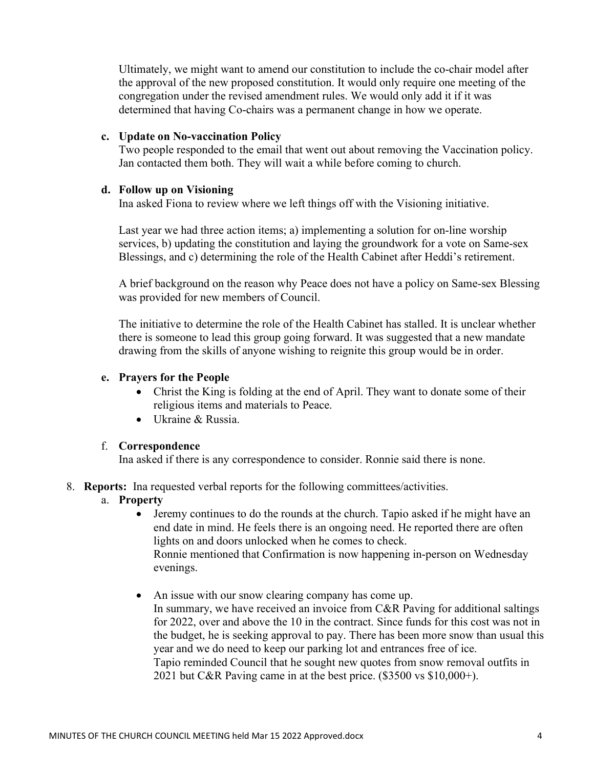Ultimately, we might want to amend our constitution to include the co-chair model after the approval of the new proposed constitution. It would only require one meeting of the congregation under the revised amendment rules. We would only add it if it was determined that having Co-chairs was a permanent change in how we operate.

**c. Update on No-vaccination Policy**

Two people responded to the email that went out about removing the Vaccination policy. Jan contacted them both. They will wait a while before coming to church.

**d. Follow up on Visioning**

Ina asked Fiona to review where we left things off with the Visioning initiative.

Last year we had three action items; a) implementing a solution for on-line worship services, b) updating the constitution and laying the groundwork for a vote on Same-sex Blessings, and c) determining the role of the Health Cabinet after Heddi's retirement.

A brief background on the reason why Peace does not have a policy on Same-sex Blessing was provided for new members of Council.

The initiative to determine the role of the Health Cabinet has stalled. It is unclear whether there is someone to lead this group going forward. It was suggested that a new mandate drawing from the skills of anyone wishing to reignite this group would be in order.

**e. Prayers for the People**

- Christ the King is folding at the end of April. They want to donate some of their religious items and materials to Peace.
- Ukraine & Russia.

f. **Correspondence**

Ina asked if there is any correspondence to consider. Ronnie said there is none.

8. **Reports:** Ina requested verbal reports for the following committees/activities.

   a. **Property**

   - Jeremy continues to do the rounds at the church. Tapio asked if he might have an end date in mind. He feels there is an ongoing need. He reported there are often lights on and doors unlocked when he comes to check.
     Ronnie mentioned that Confirmation is now happening in-person on Wednesday evenings.

   - An issue with our snow clearing company has come up.
     In summary, we have received an invoice from C&R Paving for additional saltings for 2022, over and above the 10 in the contract. Since funds for this cost was not in the budget, he is seeking approval to pay. There has been more snow than usual this year and we do need to keep our parking lot and entrances free of ice.
     Tapio reminded Council that he sought new quotes from snow removal outfits in 2021 but C&R Paving came in at the best price. ($3500 vs $10,000+).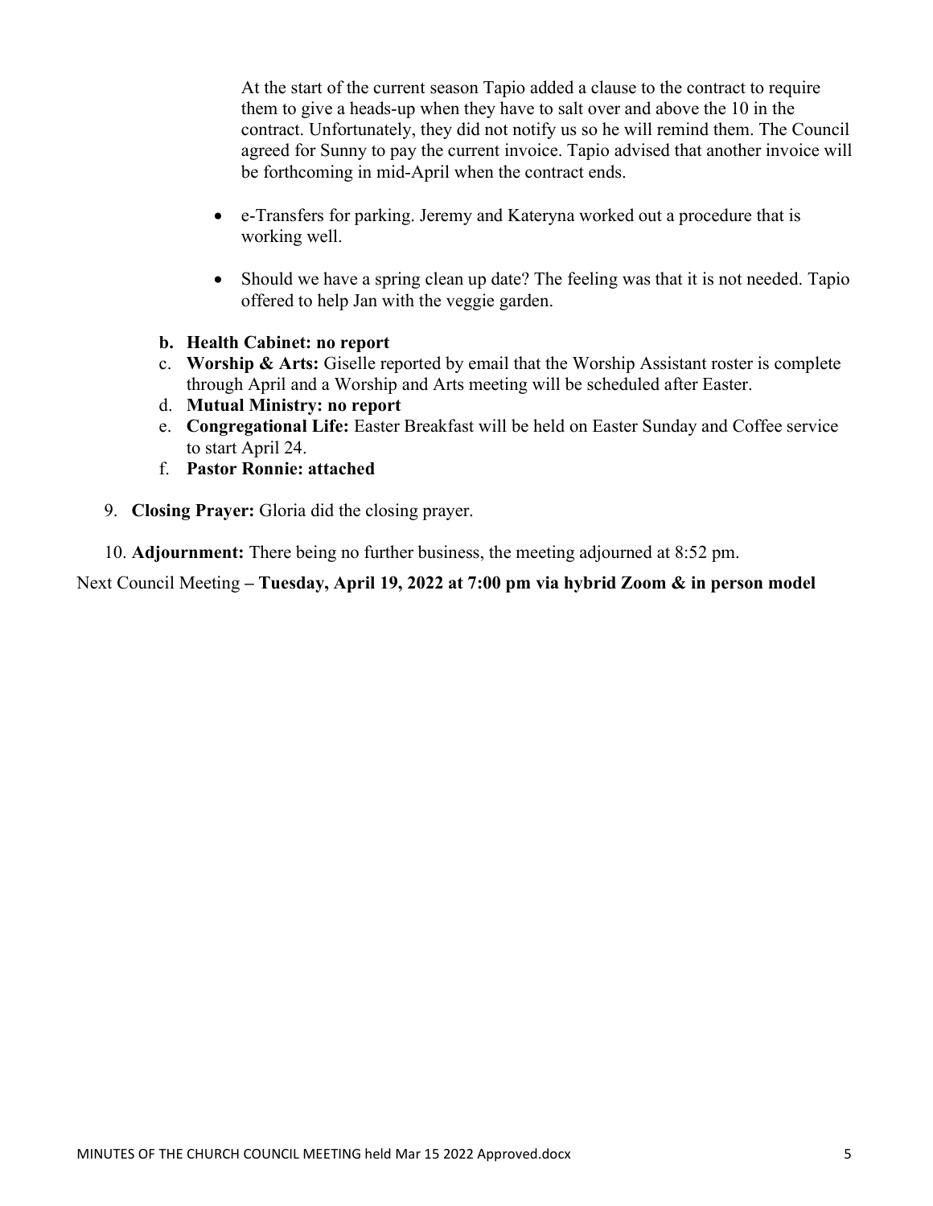At the start of the current season Tapio added a clause to the contract to require them to give a heads-up when they have to salt over and above the 10 in the contract. Unfortunately, they did not notify us so he will remind them. The Council agreed for Sunny to pay the current invoice. Tapio advised that another invoice will be forthcoming in mid-April when the contract ends.

- e-Transfers for parking. Jeremy and Kateryna worked out a procedure that is working well.

- Should we have a spring clean up date? The feeling was that it is not needed. Tapio offered to help Jan with the veggie garden.

b. **Health Cabinet: no report**

c. **Worship & Arts:** Giselle reported by email that the Worship Assistant roster is complete through April and a Worship and Arts meeting will be scheduled after Easter.

d. **Mutual Ministry: no report**

e. **Congregational Life:** Easter Breakfast will be held on Easter Sunday and Coffee service to start April 24.

f. **Pastor Ronnie: attached**

9. **Closing Prayer:** Gloria did the closing prayer.

10. **Adjournment:** There being no further business, the meeting adjourned at 8:52 pm.

Next Council Meeting **– Tuesday, April 19, 2022 at 7:00 pm via hybrid Zoom & in person model**